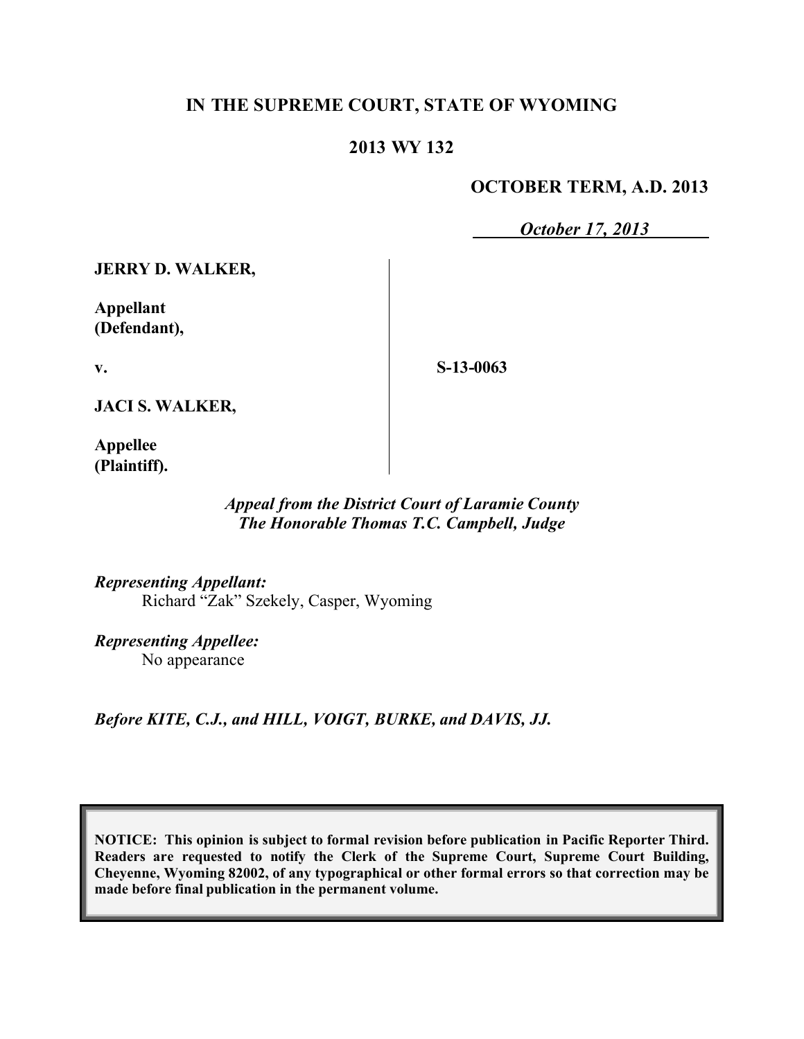**IN THE SUPREME COURT, STATE OF WYOMING**

**2013 WY 132**

**OCTOBER TERM, A.D. 2013**

***October 17, 2013***

**JERRY D. WALKER,**

**Appellant (Defendant),**

**v.**

**JACI S. WALKER,**

**Appellee (Plaintiff).**

**S-13-0063**

***Appeal from the District Court of Laramie County***
***The Honorable Thomas T.C. Campbell, Judge***

*Representing Appellant:*
Richard "Zak" Szekely, Casper, Wyoming

*Representing Appellee:*
No appearance

***Before KITE, C.J., and HILL, VOIGT, BURKE, and DAVIS, JJ.***

**NOTICE: This opinion is subject to formal revision before publication in Pacific Reporter Third. Readers are requested to notify the Clerk of the Supreme Court, Supreme Court Building, Cheyenne, Wyoming 82002, of any typographical or other formal errors so that correction may be made before final publication in the permanent volume.**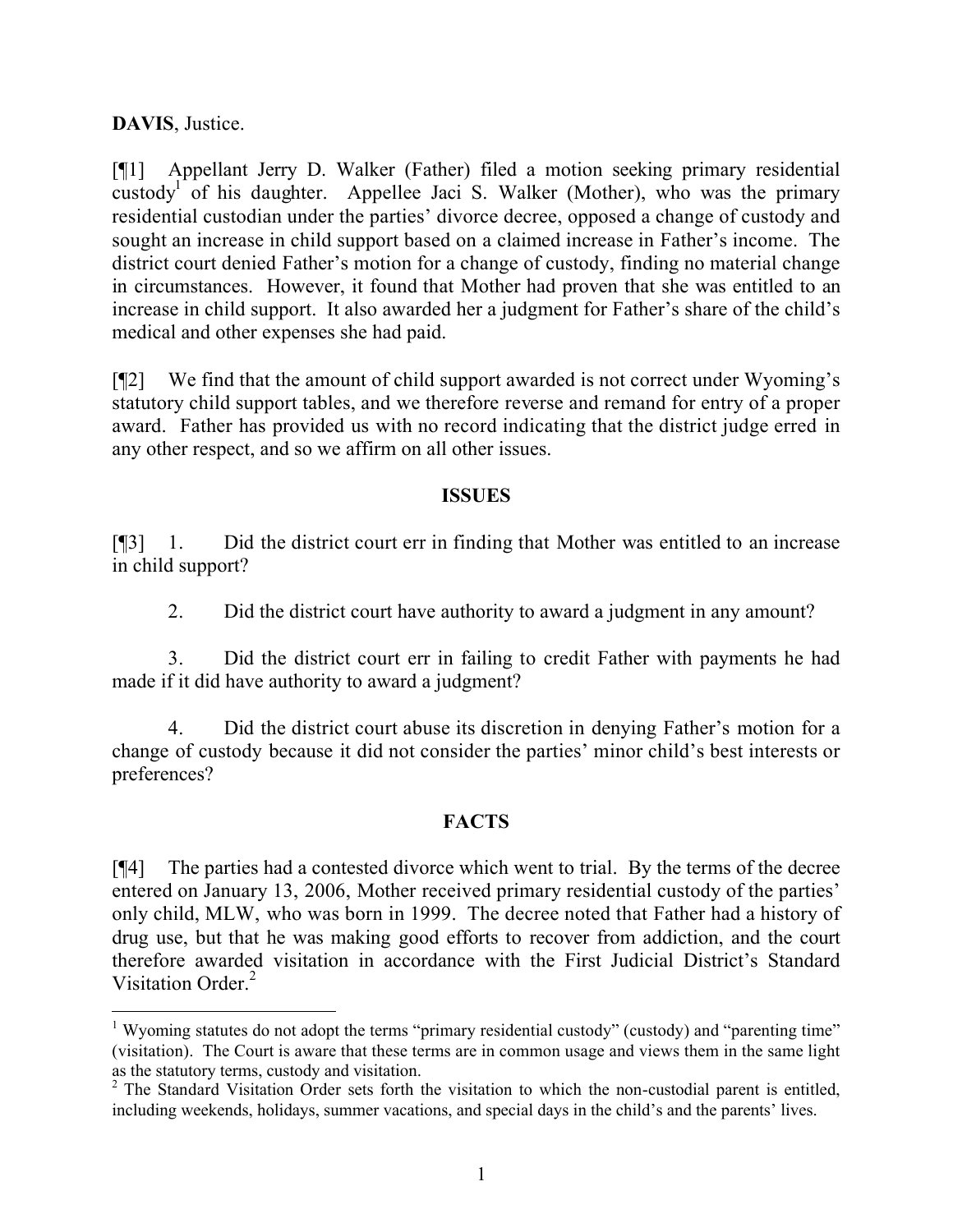**DAVIS**, Justice.

[¶1] Appellant Jerry D. Walker (Father) filed a motion seeking primary residential custody[1] of his daughter. Appellee Jaci S. Walker (Mother), who was the primary residential custodian under the parties' divorce decree, opposed a change of custody and sought an increase in child support based on a claimed increase in Father's income. The district court denied Father's motion for a change of custody, finding no material change in circumstances. However, it found that Mother had proven that she was entitled to an increase in child support. It also awarded her a judgment for Father's share of the child's medical and other expenses she had paid.

[¶2] We find that the amount of child support awarded is not correct under Wyoming's statutory child support tables, and we therefore reverse and remand for entry of a proper award. Father has provided us with no record indicating that the district judge erred in any other respect, and so we affirm on all other issues.

## ISSUES

[¶3] 1. Did the district court err in finding that Mother was entitled to an increase in child support?

2. Did the district court have authority to award a judgment in any amount?

3. Did the district court err in failing to credit Father with payments he had made if it did have authority to award a judgment?

4. Did the district court abuse its discretion in denying Father's motion for a change of custody because it did not consider the parties' minor child's best interests or preferences?

## FACTS

[¶4] The parties had a contested divorce which went to trial. By the terms of the decree entered on January 13, 2006, Mother received primary residential custody of the parties' only child, MLW, who was born in 1999. The decree noted that Father had a history of drug use, but that he was making good efforts to recover from addiction, and the court therefore awarded visitation in accordance with the First Judicial District's Standard Visitation Order.[2]

---

[1] Wyoming statutes do not adopt the terms "primary residential custody" (custody) and "parenting time" (visitation). The Court is aware that these terms are in common usage and views them in the same light as the statutory terms, custody and visitation.

[2] The Standard Visitation Order sets forth the visitation to which the non-custodial parent is entitled, including weekends, holidays, summer vacations, and special days in the child's and the parents' lives.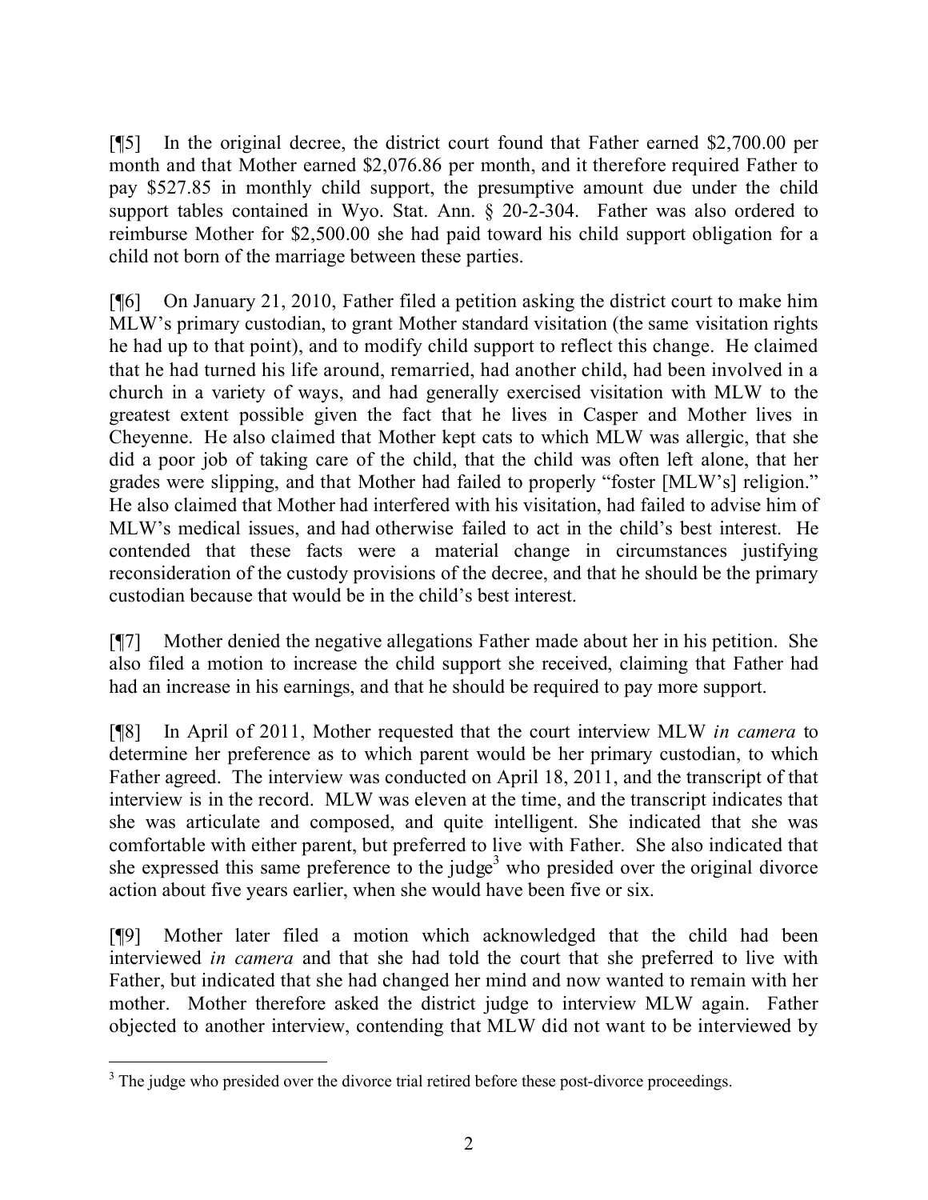[¶5] In the original decree, the district court found that Father earned $2,700.00 per month and that Mother earned $2,076.86 per month, and it therefore required Father to pay $527.85 in monthly child support, the presumptive amount due under the child support tables contained in Wyo. Stat. Ann. § 20-2-304. Father was also ordered to reimburse Mother for $2,500.00 she had paid toward his child support obligation for a child not born of the marriage between these parties.

[¶6] On January 21, 2010, Father filed a petition asking the district court to make him MLW's primary custodian, to grant Mother standard visitation (the same visitation rights he had up to that point), and to modify child support to reflect this change. He claimed that he had turned his life around, remarried, had another child, had been involved in a church in a variety of ways, and had generally exercised visitation with MLW to the greatest extent possible given the fact that he lives in Casper and Mother lives in Cheyenne. He also claimed that Mother kept cats to which MLW was allergic, that she did a poor job of taking care of the child, that the child was often left alone, that her grades were slipping, and that Mother had failed to properly "foster [MLW's] religion." He also claimed that Mother had interfered with his visitation, had failed to advise him of MLW's medical issues, and had otherwise failed to act in the child's best interest. He contended that these facts were a material change in circumstances justifying reconsideration of the custody provisions of the decree, and that he should be the primary custodian because that would be in the child's best interest.

[¶7] Mother denied the negative allegations Father made about her in his petition. She also filed a motion to increase the child support she received, claiming that Father had had an increase in his earnings, and that he should be required to pay more support.

[¶8] In April of 2011, Mother requested that the court interview MLW *in camera* to determine her preference as to which parent would be her primary custodian, to which Father agreed. The interview was conducted on April 18, 2011, and the transcript of that interview is in the record. MLW was eleven at the time, and the transcript indicates that she was articulate and composed, and quite intelligent. She indicated that she was comfortable with either parent, but preferred to live with Father. She also indicated that she expressed this same preference to the judge[3] who presided over the original divorce action about five years earlier, when she would have been five or six.

[¶9] Mother later filed a motion which acknowledged that the child had been interviewed *in camera* and that she had told the court that she preferred to live with Father, but indicated that she had changed her mind and now wanted to remain with her mother. Mother therefore asked the district judge to interview MLW again. Father objected to another interview, contending that MLW did not want to be interviewed by

[3] The judge who presided over the divorce trial retired before these post-divorce proceedings.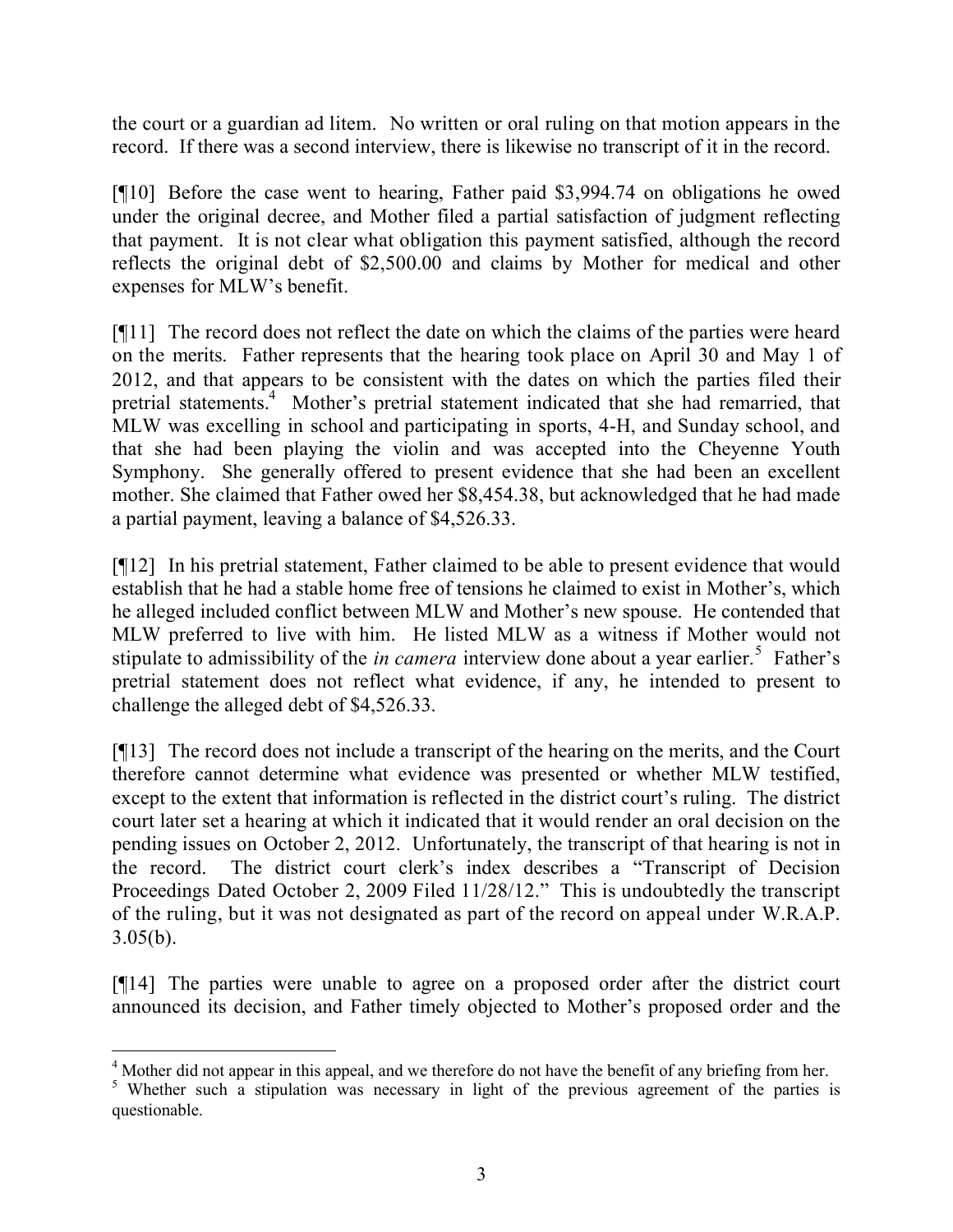the court or a guardian ad litem. No written or oral ruling on that motion appears in the record. If there was a second interview, there is likewise no transcript of it in the record.

[¶10] Before the case went to hearing, Father paid $3,994.74 on obligations he owed under the original decree, and Mother filed a partial satisfaction of judgment reflecting that payment. It is not clear what obligation this payment satisfied, although the record reflects the original debt of $2,500.00 and claims by Mother for medical and other expenses for MLW's benefit.

[¶11] The record does not reflect the date on which the claims of the parties were heard on the merits. Father represents that the hearing took place on April 30 and May 1 of 2012, and that appears to be consistent with the dates on which the parties filed their pretrial statements.[4] Mother's pretrial statement indicated that she had remarried, that MLW was excelling in school and participating in sports, 4-H, and Sunday school, and that she had been playing the violin and was accepted into the Cheyenne Youth Symphony. She generally offered to present evidence that she had been an excellent mother. She claimed that Father owed her $8,454.38, but acknowledged that he had made a partial payment, leaving a balance of $4,526.33.

[¶12] In his pretrial statement, Father claimed to be able to present evidence that would establish that he had a stable home free of tensions he claimed to exist in Mother's, which he alleged included conflict between MLW and Mother's new spouse. He contended that MLW preferred to live with him. He listed MLW as a witness if Mother would not stipulate to admissibility of the *in camera* interview done about a year earlier.[5] Father's pretrial statement does not reflect what evidence, if any, he intended to present to challenge the alleged debt of $4,526.33.

[¶13] The record does not include a transcript of the hearing on the merits, and the Court therefore cannot determine what evidence was presented or whether MLW testified, except to the extent that information is reflected in the district court's ruling. The district court later set a hearing at which it indicated that it would render an oral decision on the pending issues on October 2, 2012. Unfortunately, the transcript of that hearing is not in the record. The district court clerk's index describes a "Transcript of Decision Proceedings Dated October 2, 2009 Filed 11/28/12." This is undoubtedly the transcript of the ruling, but it was not designated as part of the record on appeal under W.R.A.P. 3.05(b).

[¶14] The parties were unable to agree on a proposed order after the district court announced its decision, and Father timely objected to Mother's proposed order and the

---

[4] Mother did not appear in this appeal, and we therefore do not have the benefit of any briefing from her.

[5] Whether such a stipulation was necessary in light of the previous agreement of the parties is questionable.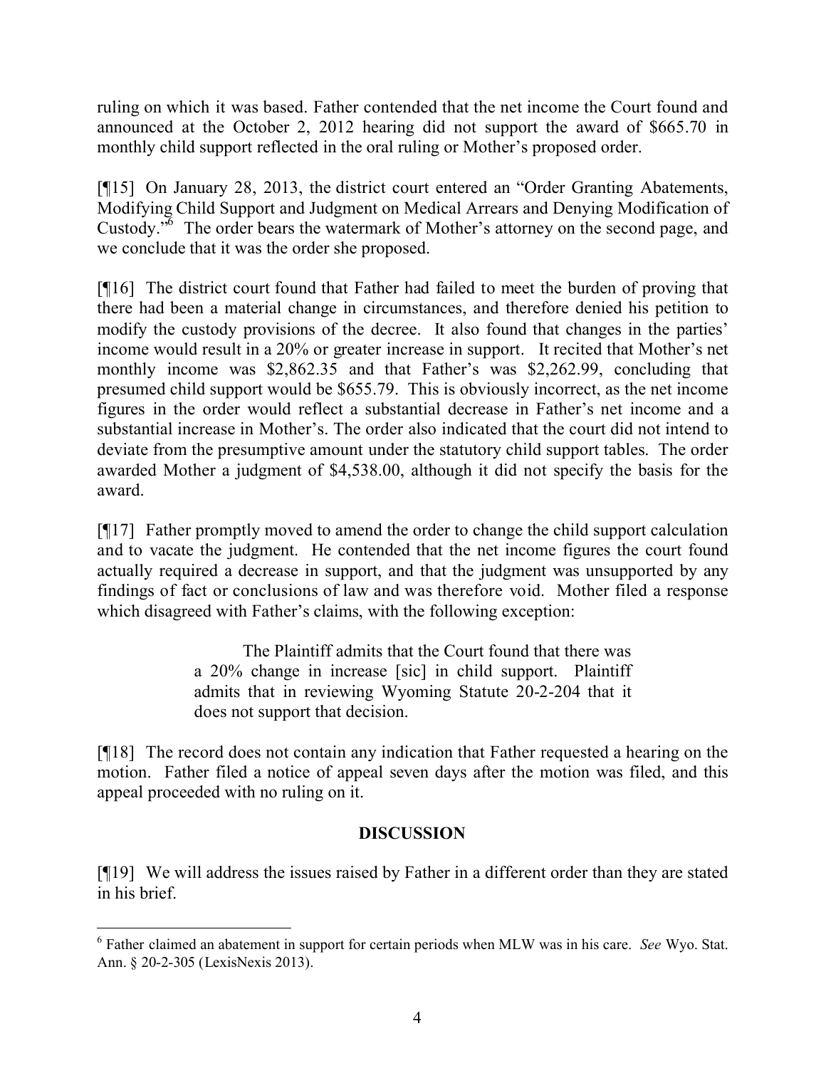ruling on which it was based. Father contended that the net income the Court found and announced at the October 2, 2012 hearing did not support the award of $665.70 in monthly child support reflected in the oral ruling or Mother's proposed order.

[¶15] On January 28, 2013, the district court entered an "Order Granting Abatements, Modifying Child Support and Judgment on Medical Arrears and Denying Modification of Custody."[6] The order bears the watermark of Mother's attorney on the second page, and we conclude that it was the order she proposed.

[¶16] The district court found that Father had failed to meet the burden of proving that there had been a material change in circumstances, and therefore denied his petition to modify the custody provisions of the decree. It also found that changes in the parties' income would result in a 20% or greater increase in support. It recited that Mother's net monthly income was $2,862.35 and that Father's was $2,262.99, concluding that presumed child support would be $655.79. This is obviously incorrect, as the net income figures in the order would reflect a substantial decrease in Father's net income and a substantial increase in Mother's. The order also indicated that the court did not intend to deviate from the presumptive amount under the statutory child support tables. The order awarded Mother a judgment of $4,538.00, although it did not specify the basis for the award.

[¶17] Father promptly moved to amend the order to change the child support calculation and to vacate the judgment. He contended that the net income figures the court found actually required a decrease in support, and that the judgment was unsupported by any findings of fact or conclusions of law and was therefore void. Mother filed a response which disagreed with Father's claims, with the following exception:

> The Plaintiff admits that the Court found that there was a 20% change in increase [sic] in child support. Plaintiff admits that in reviewing Wyoming Statute 20-2-204 that it does not support that decision.

[¶18] The record does not contain any indication that Father requested a hearing on the motion. Father filed a notice of appeal seven days after the motion was filed, and this appeal proceeded with no ruling on it.

## DISCUSSION

[¶19] We will address the issues raised by Father in a different order than they are stated in his brief.

---

[6] Father claimed an abatement in support for certain periods when MLW was in his care. *See* Wyo. Stat. Ann. § 20-2-305 (LexisNexis 2013).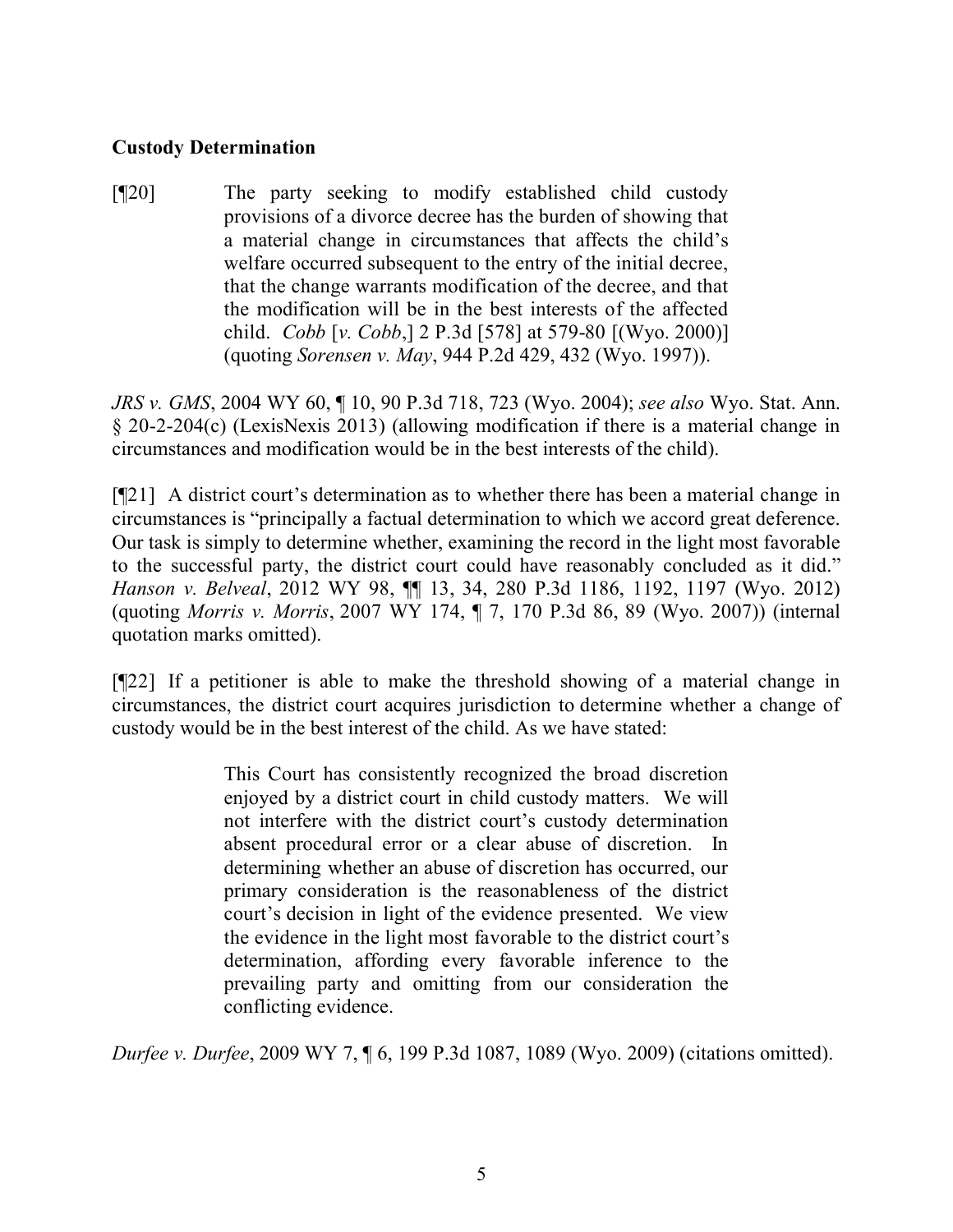**Custody Determination**

> [¶20] The party seeking to modify established child custody provisions of a divorce decree has the burden of showing that a material change in circumstances that affects the child's welfare occurred subsequent to the entry of the initial decree, that the change warrants modification of the decree, and that the modification will be in the best interests of the affected child. *Cobb* [*v. Cobb*,] 2 P.3d [578] at 579-80 [(Wyo. 2000)] (quoting *Sorensen v. May*, 944 P.2d 429, 432 (Wyo. 1997)).

*JRS v. GMS*, 2004 WY 60, ¶ 10, 90 P.3d 718, 723 (Wyo. 2004); *see also* Wyo. Stat. Ann. § 20-2-204(c) (LexisNexis 2013) (allowing modification if there is a material change in circumstances and modification would be in the best interests of the child).

[¶21] A district court's determination as to whether there has been a material change in circumstances is "principally a factual determination to which we accord great deference. Our task is simply to determine whether, examining the record in the light most favorable to the successful party, the district court could have reasonably concluded as it did." *Hanson v. Belveal*, 2012 WY 98, ¶¶ 13, 34, 280 P.3d 1186, 1192, 1197 (Wyo. 2012) (quoting *Morris v. Morris*, 2007 WY 174, ¶ 7, 170 P.3d 86, 89 (Wyo. 2007)) (internal quotation marks omitted).

[¶22] If a petitioner is able to make the threshold showing of a material change in circumstances, the district court acquires jurisdiction to determine whether a change of custody would be in the best interest of the child. As we have stated:

> This Court has consistently recognized the broad discretion enjoyed by a district court in child custody matters. We will not interfere with the district court's custody determination absent procedural error or a clear abuse of discretion. In determining whether an abuse of discretion has occurred, our primary consideration is the reasonableness of the district court's decision in light of the evidence presented. We view the evidence in the light most favorable to the district court's determination, affording every favorable inference to the prevailing party and omitting from our consideration the conflicting evidence.

*Durfee v. Durfee*, 2009 WY 7, ¶ 6, 199 P.3d 1087, 1089 (Wyo. 2009) (citations omitted).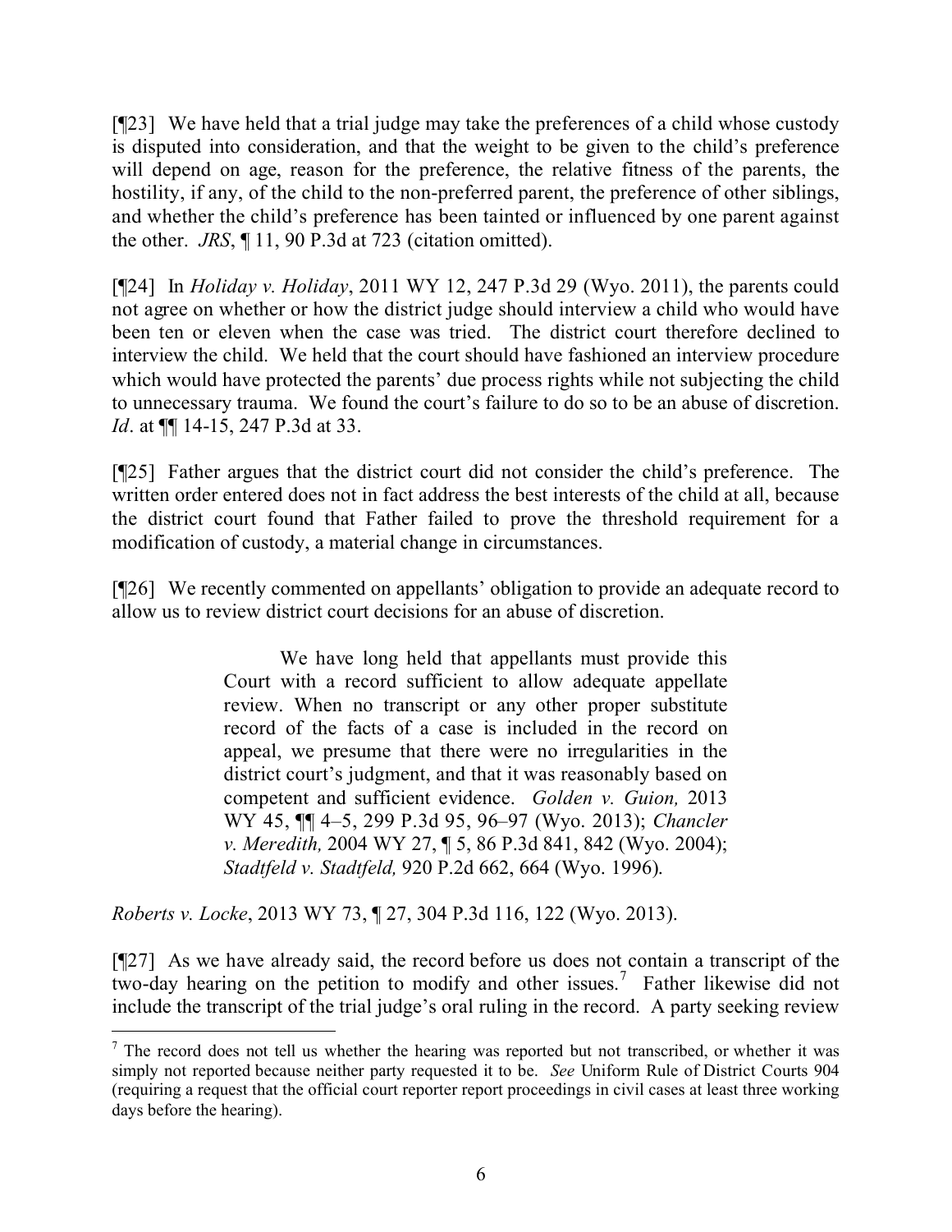[¶23] We have held that a trial judge may take the preferences of a child whose custody is disputed into consideration, and that the weight to be given to the child's preference will depend on age, reason for the preference, the relative fitness of the parents, the hostility, if any, of the child to the non-preferred parent, the preference of other siblings, and whether the child's preference has been tainted or influenced by one parent against the other. *JRS*, ¶ 11, 90 P.3d at 723 (citation omitted).

[¶24] In *Holiday v. Holiday*, 2011 WY 12, 247 P.3d 29 (Wyo. 2011), the parents could not agree on whether or how the district judge should interview a child who would have been ten or eleven when the case was tried. The district court therefore declined to interview the child. We held that the court should have fashioned an interview procedure which would have protected the parents' due process rights while not subjecting the child to unnecessary trauma. We found the court's failure to do so to be an abuse of discretion. *Id*. at ¶¶ 14-15, 247 P.3d at 33.

[¶25] Father argues that the district court did not consider the child's preference. The written order entered does not in fact address the best interests of the child at all, because the district court found that Father failed to prove the threshold requirement for a modification of custody, a material change in circumstances.

[¶26] We recently commented on appellants' obligation to provide an adequate record to allow us to review district court decisions for an abuse of discretion.

> We have long held that appellants must provide this Court with a record sufficient to allow adequate appellate review. When no transcript or any other proper substitute record of the facts of a case is included in the record on appeal, we presume that there were no irregularities in the district court's judgment, and that it was reasonably based on competent and sufficient evidence. *Golden v. Guion,* 2013 WY 45, ¶¶ 4–5, 299 P.3d 95, 96–97 (Wyo. 2013); *Chancler v. Meredith,* 2004 WY 27, ¶ 5, 86 P.3d 841, 842 (Wyo. 2004); *Stadtfeld v. Stadtfeld,* 920 P.2d 662, 664 (Wyo. 1996).

*Roberts v. Locke*, 2013 WY 73, ¶ 27, 304 P.3d 116, 122 (Wyo. 2013).

[¶27] As we have already said, the record before us does not contain a transcript of the two-day hearing on the petition to modify and other issues.[7] Father likewise did not include the transcript of the trial judge's oral ruling in the record. A party seeking review

[7] The record does not tell us whether the hearing was reported but not transcribed, or whether it was simply not reported because neither party requested it to be. *See* Uniform Rule of District Courts 904 (requiring a request that the official court reporter report proceedings in civil cases at least three working days before the hearing).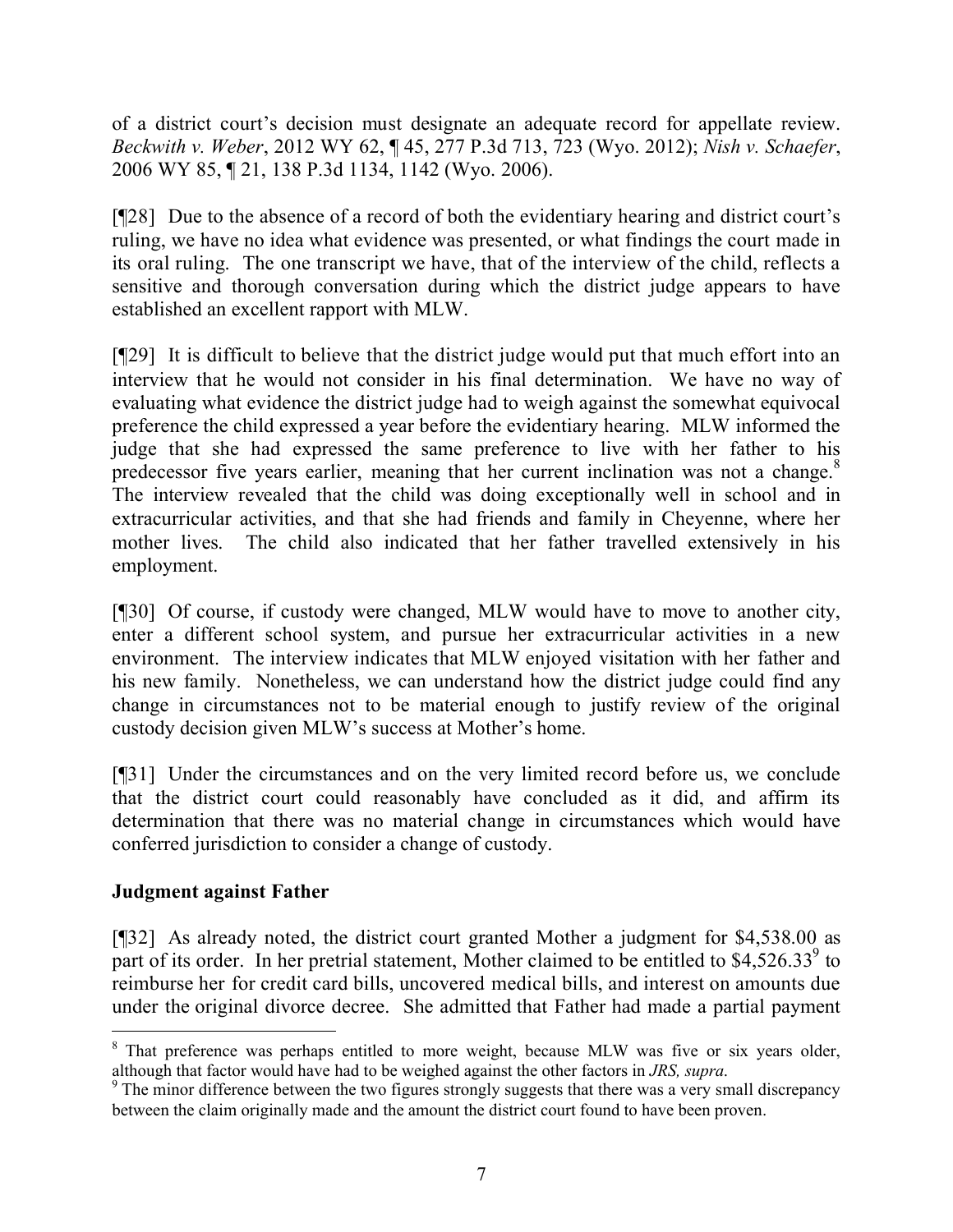of a district court's decision must designate an adequate record for appellate review. *Beckwith v. Weber*, 2012 WY 62, ¶ 45, 277 P.3d 713, 723 (Wyo. 2012); *Nish v. Schaefer*, 2006 WY 85, ¶ 21, 138 P.3d 1134, 1142 (Wyo. 2006).

[¶28] Due to the absence of a record of both the evidentiary hearing and district court's ruling, we have no idea what evidence was presented, or what findings the court made in its oral ruling. The one transcript we have, that of the interview of the child, reflects a sensitive and thorough conversation during which the district judge appears to have established an excellent rapport with MLW.

[¶29] It is difficult to believe that the district judge would put that much effort into an interview that he would not consider in his final determination. We have no way of evaluating what evidence the district judge had to weigh against the somewhat equivocal preference the child expressed a year before the evidentiary hearing. MLW informed the judge that she had expressed the same preference to live with her father to his predecessor five years earlier, meaning that her current inclination was not a change.[8] The interview revealed that the child was doing exceptionally well in school and in extracurricular activities, and that she had friends and family in Cheyenne, where her mother lives. The child also indicated that her father travelled extensively in his employment.

[¶30] Of course, if custody were changed, MLW would have to move to another city, enter a different school system, and pursue her extracurricular activities in a new environment. The interview indicates that MLW enjoyed visitation with her father and his new family. Nonetheless, we can understand how the district judge could find any change in circumstances not to be material enough to justify review of the original custody decision given MLW's success at Mother's home.

[¶31] Under the circumstances and on the very limited record before us, we conclude that the district court could reasonably have concluded as it did, and affirm its determination that there was no material change in circumstances which would have conferred jurisdiction to consider a change of custody.

## Judgment against Father

[¶32] As already noted, the district court granted Mother a judgment for $4,538.00 as part of its order. In her pretrial statement, Mother claimed to be entitled to $4,526.33[9] to reimburse her for credit card bills, uncovered medical bills, and interest on amounts due under the original divorce decree. She admitted that Father had made a partial payment

---

[8] That preference was perhaps entitled to more weight, because MLW was five or six years older, although that factor would have had to be weighed against the other factors in *JRS, supra*.

[9] The minor difference between the two figures strongly suggests that there was a very small discrepancy between the claim originally made and the amount the district court found to have been proven.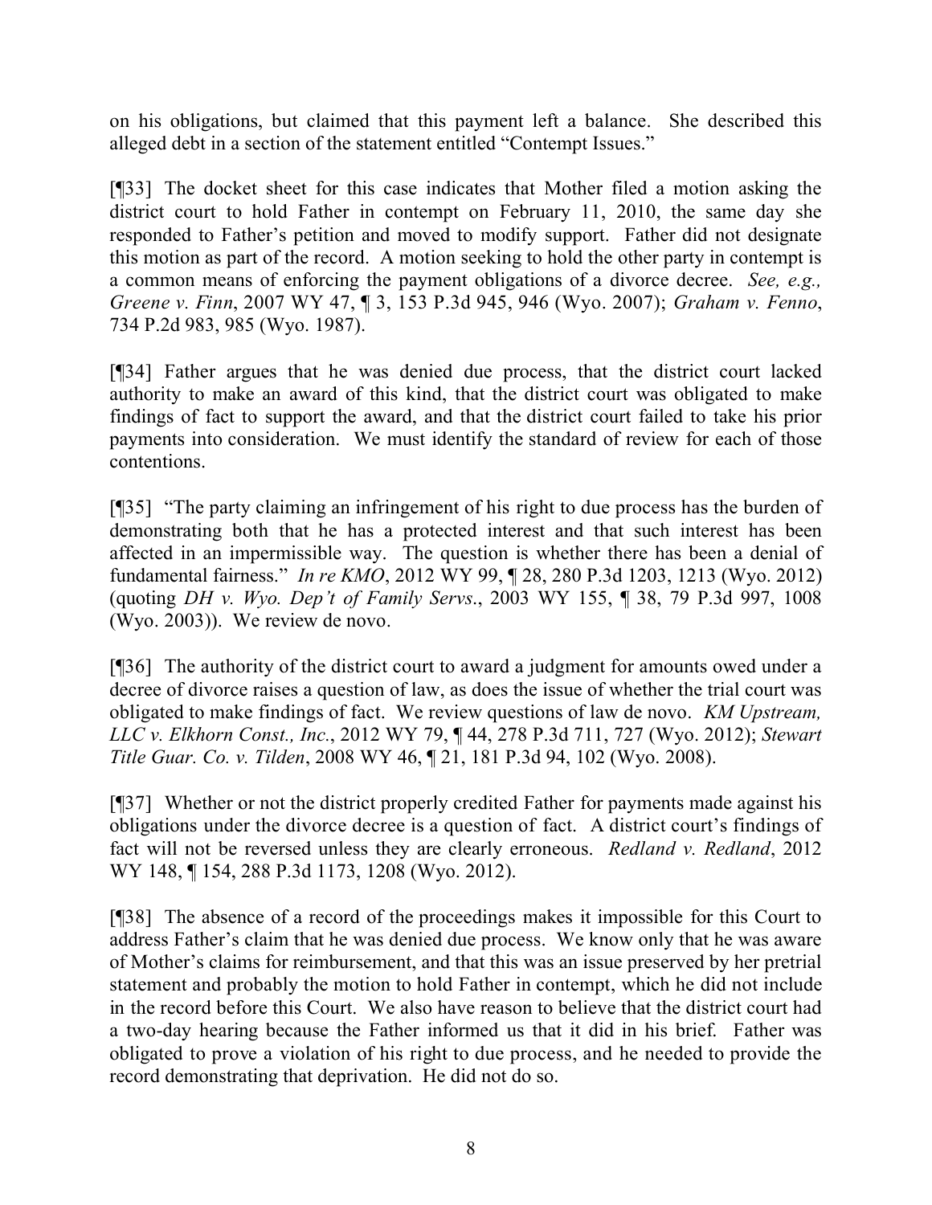on his obligations, but claimed that this payment left a balance. She described this alleged debt in a section of the statement entitled "Contempt Issues."

[¶33] The docket sheet for this case indicates that Mother filed a motion asking the district court to hold Father in contempt on February 11, 2010, the same day she responded to Father's petition and moved to modify support. Father did not designate this motion as part of the record. A motion seeking to hold the other party in contempt is a common means of enforcing the payment obligations of a divorce decree. *See, e.g., Greene v. Finn*, 2007 WY 47, ¶ 3, 153 P.3d 945, 946 (Wyo. 2007); *Graham v. Fenno*, 734 P.2d 983, 985 (Wyo. 1987).

[¶34] Father argues that he was denied due process, that the district court lacked authority to make an award of this kind, that the district court was obligated to make findings of fact to support the award, and that the district court failed to take his prior payments into consideration. We must identify the standard of review for each of those contentions.

[¶35] "The party claiming an infringement of his right to due process has the burden of demonstrating both that he has a protected interest and that such interest has been affected in an impermissible way. The question is whether there has been a denial of fundamental fairness." *In re KMO*, 2012 WY 99, ¶ 28, 280 P.3d 1203, 1213 (Wyo. 2012) (quoting *DH v. Wyo. Dep't of Family Servs.*, 2003 WY 155, ¶ 38, 79 P.3d 997, 1008 (Wyo. 2003)). We review de novo.

[¶36] The authority of the district court to award a judgment for amounts owed under a decree of divorce raises a question of law, as does the issue of whether the trial court was obligated to make findings of fact. We review questions of law de novo. *KM Upstream, LLC v. Elkhorn Const., Inc.*, 2012 WY 79, ¶ 44, 278 P.3d 711, 727 (Wyo. 2012); *Stewart Title Guar. Co. v. Tilden*, 2008 WY 46, ¶ 21, 181 P.3d 94, 102 (Wyo. 2008).

[¶37] Whether or not the district properly credited Father for payments made against his obligations under the divorce decree is a question of fact. A district court's findings of fact will not be reversed unless they are clearly erroneous. *Redland v. Redland*, 2012 WY 148, ¶ 154, 288 P.3d 1173, 1208 (Wyo. 2012).

[¶38] The absence of a record of the proceedings makes it impossible for this Court to address Father's claim that he was denied due process. We know only that he was aware of Mother's claims for reimbursement, and that this was an issue preserved by her pretrial statement and probably the motion to hold Father in contempt, which he did not include in the record before this Court. We also have reason to believe that the district court had a two-day hearing because the Father informed us that it did in his brief. Father was obligated to prove a violation of his right to due process, and he needed to provide the record demonstrating that deprivation. He did not do so.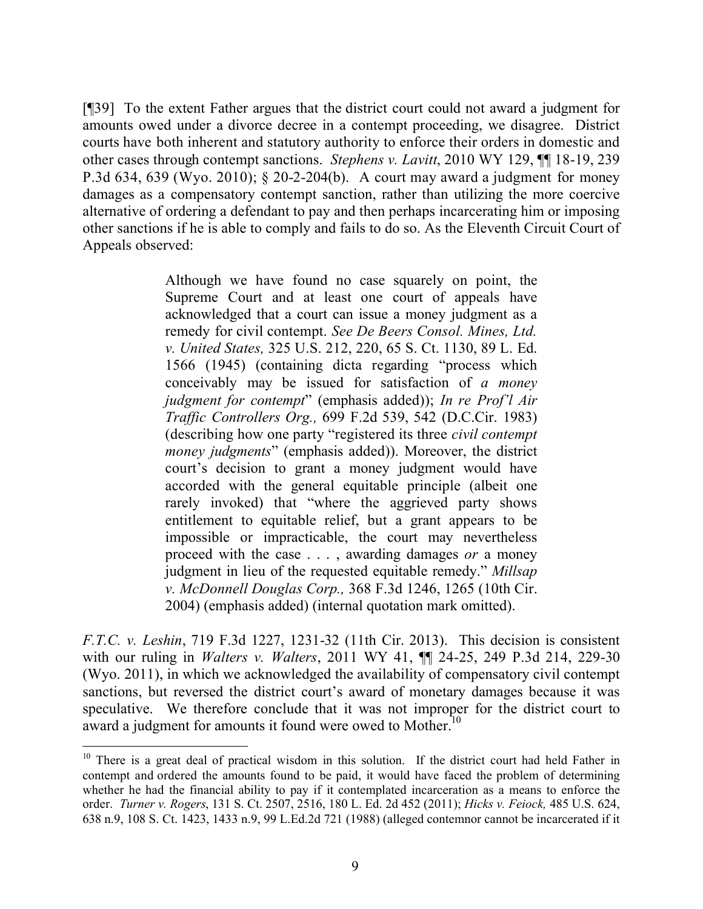[¶39] To the extent Father argues that the district court could not award a judgment for amounts owed under a divorce decree in a contempt proceeding, we disagree. District courts have both inherent and statutory authority to enforce their orders in domestic and other cases through contempt sanctions. *Stephens v. Lavitt*, 2010 WY 129, ¶¶ 18-19, 239 P.3d 634, 639 (Wyo. 2010); § 20-2-204(b). A court may award a judgment for money damages as a compensatory contempt sanction, rather than utilizing the more coercive alternative of ordering a defendant to pay and then perhaps incarcerating him or imposing other sanctions if he is able to comply and fails to do so. As the Eleventh Circuit Court of Appeals observed:

> Although we have found no case squarely on point, the Supreme Court and at least one court of appeals have acknowledged that a court can issue a money judgment as a remedy for civil contempt. *See De Beers Consol. Mines, Ltd. v. United States,* 325 U.S. 212, 220, 65 S. Ct. 1130, 89 L. Ed. 1566 (1945) (containing dicta regarding "process which conceivably may be issued for satisfaction of *a money judgment for contempt*" (emphasis added)); *In re Prof'l Air Traffic Controllers Org.,* 699 F.2d 539, 542 (D.C.Cir. 1983) (describing how one party "registered its three *civil contempt money judgments*" (emphasis added)). Moreover, the district court's decision to grant a money judgment would have accorded with the general equitable principle (albeit one rarely invoked) that "where the aggrieved party shows entitlement to equitable relief, but a grant appears to be impossible or impracticable, the court may nevertheless proceed with the case . . . , awarding damages *or* a money judgment in lieu of the requested equitable remedy." *Millsap v. McDonnell Douglas Corp.,* 368 F.3d 1246, 1265 (10th Cir. 2004) (emphasis added) (internal quotation mark omitted).

*F.T.C. v. Leshin*, 719 F.3d 1227, 1231-32 (11th Cir. 2013). This decision is consistent with our ruling in *Walters v. Walters*, 2011 WY 41, ¶¶ 24-25, 249 P.3d 214, 229-30 (Wyo. 2011), in which we acknowledged the availability of compensatory civil contempt sanctions, but reversed the district court's award of monetary damages because it was speculative. We therefore conclude that it was not improper for the district court to award a judgment for amounts it found were owed to Mother.[10]

---

[10] There is a great deal of practical wisdom in this solution. If the district court had held Father in contempt and ordered the amounts found to be paid, it would have faced the problem of determining whether he had the financial ability to pay if it contemplated incarceration as a means to enforce the order. *Turner v. Rogers*, 131 S. Ct. 2507, 2516, 180 L. Ed. 2d 452 (2011); *Hicks v. Feiock,* 485 U.S. 624, 638 n.9, 108 S. Ct. 1423, 1433 n.9, 99 L.Ed.2d 721 (1988) (alleged contemnor cannot be incarcerated if it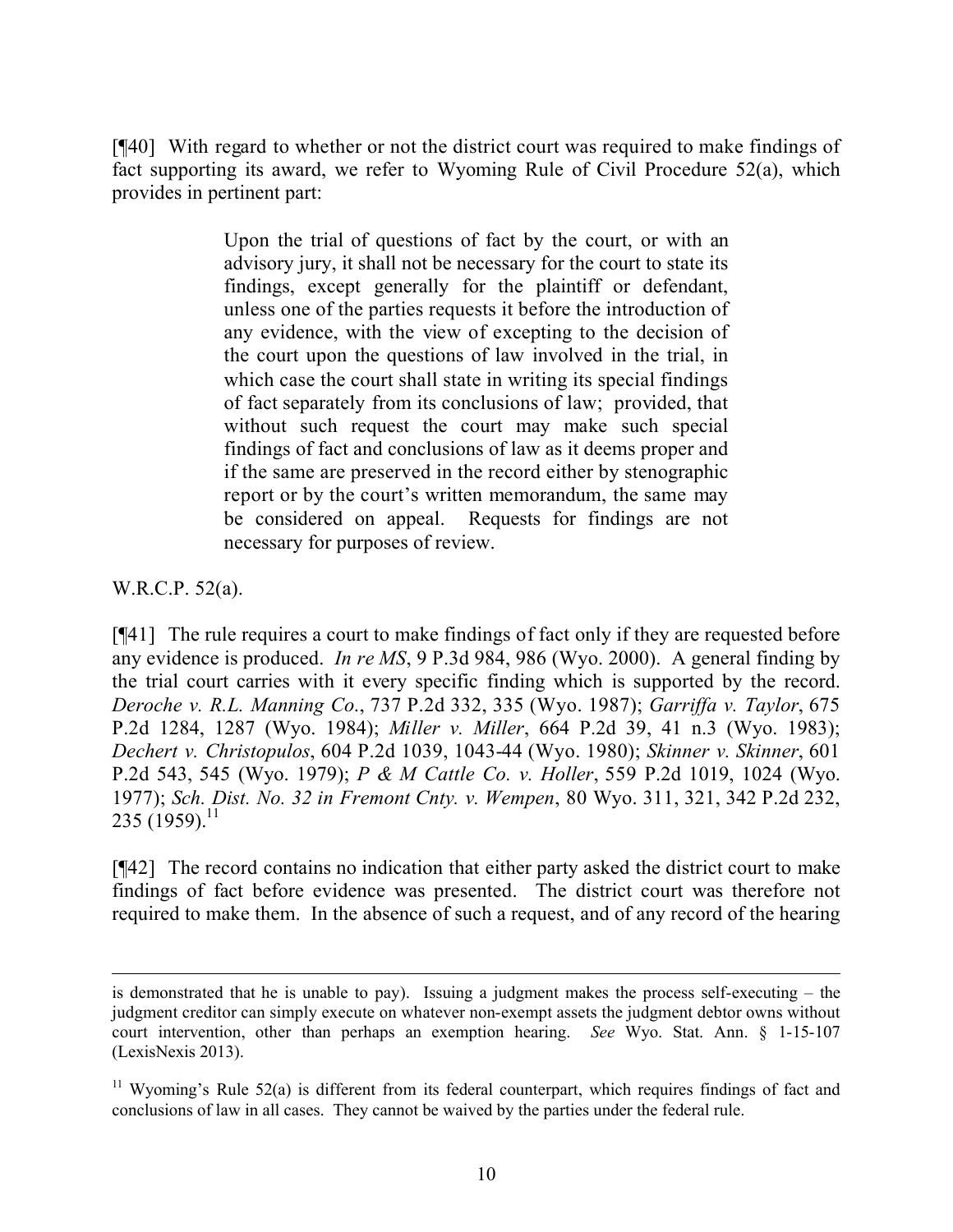[¶40] With regard to whether or not the district court was required to make findings of fact supporting its award, we refer to Wyoming Rule of Civil Procedure 52(a), which provides in pertinent part:

> Upon the trial of questions of fact by the court, or with an advisory jury, it shall not be necessary for the court to state its findings, except generally for the plaintiff or defendant, unless one of the parties requests it before the introduction of any evidence, with the view of excepting to the decision of the court upon the questions of law involved in the trial, in which case the court shall state in writing its special findings of fact separately from its conclusions of law; provided, that without such request the court may make such special findings of fact and conclusions of law as it deems proper and if the same are preserved in the record either by stenographic report or by the court's written memorandum, the same may be considered on appeal. Requests for findings are not necessary for purposes of review.

W.R.C.P. 52(a).

[¶41] The rule requires a court to make findings of fact only if they are requested before any evidence is produced. *In re MS*, 9 P.3d 984, 986 (Wyo. 2000). A general finding by the trial court carries with it every specific finding which is supported by the record. *Deroche v. R.L. Manning Co.*, 737 P.2d 332, 335 (Wyo. 1987); *Garriffa v. Taylor*, 675 P.2d 1284, 1287 (Wyo. 1984); *Miller v. Miller*, 664 P.2d 39, 41 n.3 (Wyo. 1983); *Dechert v. Christopulos*, 604 P.2d 1039, 1043-44 (Wyo. 1980); *Skinner v. Skinner*, 601 P.2d 543, 545 (Wyo. 1979); *P & M Cattle Co. v. Holler*, 559 P.2d 1019, 1024 (Wyo. 1977); *Sch. Dist. No. 32 in Fremont Cnty. v. Wempen*, 80 Wyo. 311, 321, 342 P.2d 232, 235 (1959).[11]

[¶42] The record contains no indication that either party asked the district court to make findings of fact before evidence was presented. The district court was therefore not required to make them. In the absence of such a request, and of any record of the hearing

---

is demonstrated that he is unable to pay). Issuing a judgment makes the process self-executing – the judgment creditor can simply execute on whatever non-exempt assets the judgment debtor owns without court intervention, other than perhaps an exemption hearing. *See* Wyo. Stat. Ann. § 1-15-107 (LexisNexis 2013).

[11] Wyoming's Rule 52(a) is different from its federal counterpart, which requires findings of fact and conclusions of law in all cases. They cannot be waived by the parties under the federal rule.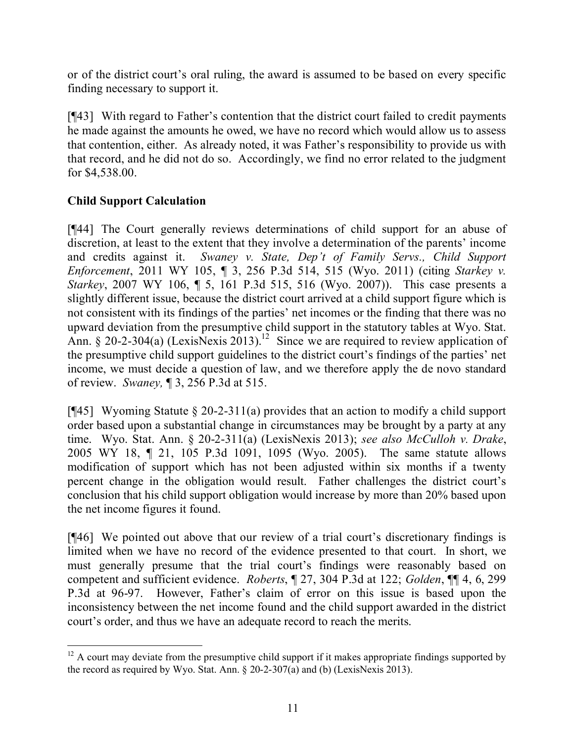or of the district court's oral ruling, the award is assumed to be based on every specific finding necessary to support it.

[¶43] With regard to Father's contention that the district court failed to credit payments he made against the amounts he owed, we have no record which would allow us to assess that contention, either. As already noted, it was Father's responsibility to provide us with that record, and he did not do so. Accordingly, we find no error related to the judgment for $4,538.00.

**Child Support Calculation**

[¶44] The Court generally reviews determinations of child support for an abuse of discretion, at least to the extent that they involve a determination of the parents' income and credits against it. *Swaney v. State, Dep't of Family Servs., Child Support Enforcement*, 2011 WY 105, ¶ 3, 256 P.3d 514, 515 (Wyo. 2011) (citing *Starkey v. Starkey*, 2007 WY 106, ¶ 5, 161 P.3d 515, 516 (Wyo. 2007)). This case presents a slightly different issue, because the district court arrived at a child support figure which is not consistent with its findings of the parties' net incomes or the finding that there was no upward deviation from the presumptive child support in the statutory tables at Wyo. Stat. Ann. § 20-2-304(a) (LexisNexis 2013).[12] Since we are required to review application of the presumptive child support guidelines to the district court's findings of the parties' net income, we must decide a question of law, and we therefore apply the de novo standard of review. *Swaney,* ¶ 3, 256 P.3d at 515.

[¶45] Wyoming Statute § 20-2-311(a) provides that an action to modify a child support order based upon a substantial change in circumstances may be brought by a party at any time. Wyo. Stat. Ann. § 20-2-311(a) (LexisNexis 2013); *see also McCulloh v. Drake*, 2005 WY 18, ¶ 21, 105 P.3d 1091, 1095 (Wyo. 2005). The same statute allows modification of support which has not been adjusted within six months if a twenty percent change in the obligation would result. Father challenges the district court's conclusion that his child support obligation would increase by more than 20% based upon the net income figures it found.

[¶46] We pointed out above that our review of a trial court's discretionary findings is limited when we have no record of the evidence presented to that court. In short, we must generally presume that the trial court's findings were reasonably based on competent and sufficient evidence. *Roberts*, ¶ 27, 304 P.3d at 122; *Golden*, ¶¶ 4, 6, 299 P.3d at 96-97. However, Father's claim of error on this issue is based upon the inconsistency between the net income found and the child support awarded in the district court's order, and thus we have an adequate record to reach the merits.

---

[12] A court may deviate from the presumptive child support if it makes appropriate findings supported by the record as required by Wyo. Stat. Ann. § 20-2-307(a) and (b) (LexisNexis 2013).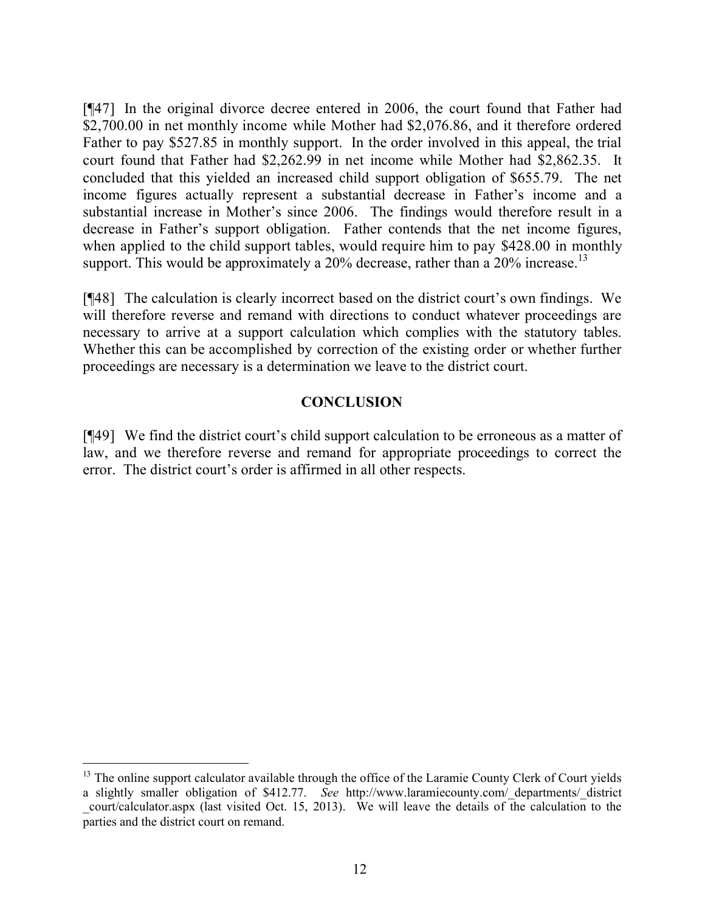[¶47] In the original divorce decree entered in 2006, the court found that Father had $2,700.00 in net monthly income while Mother had $2,076.86, and it therefore ordered Father to pay $527.85 in monthly support. In the order involved in this appeal, the trial court found that Father had $2,262.99 in net income while Mother had $2,862.35. It concluded that this yielded an increased child support obligation of $655.79. The net income figures actually represent a substantial decrease in Father's income and a substantial increase in Mother's since 2006. The findings would therefore result in a decrease in Father's support obligation. Father contends that the net income figures, when applied to the child support tables, would require him to pay $428.00 in monthly support. This would be approximately a 20% decrease, rather than a 20% increase.[13]

[¶48] The calculation is clearly incorrect based on the district court's own findings. We will therefore reverse and remand with directions to conduct whatever proceedings are necessary to arrive at a support calculation which complies with the statutory tables. Whether this can be accomplished by correction of the existing order or whether further proceedings are necessary is a determination we leave to the district court.

## CONCLUSION

[¶49] We find the district court's child support calculation to be erroneous as a matter of law, and we therefore reverse and remand for appropriate proceedings to correct the error. The district court's order is affirmed in all other respects.

---

[13] The online support calculator available through the office of the Laramie County Clerk of Court yields a slightly smaller obligation of $412.77. *See* http://www.laramiecounty.com/_departments/_district_court/calculator.aspx (last visited Oct. 15, 2013). We will leave the details of the calculation to the parties and the district court on remand.